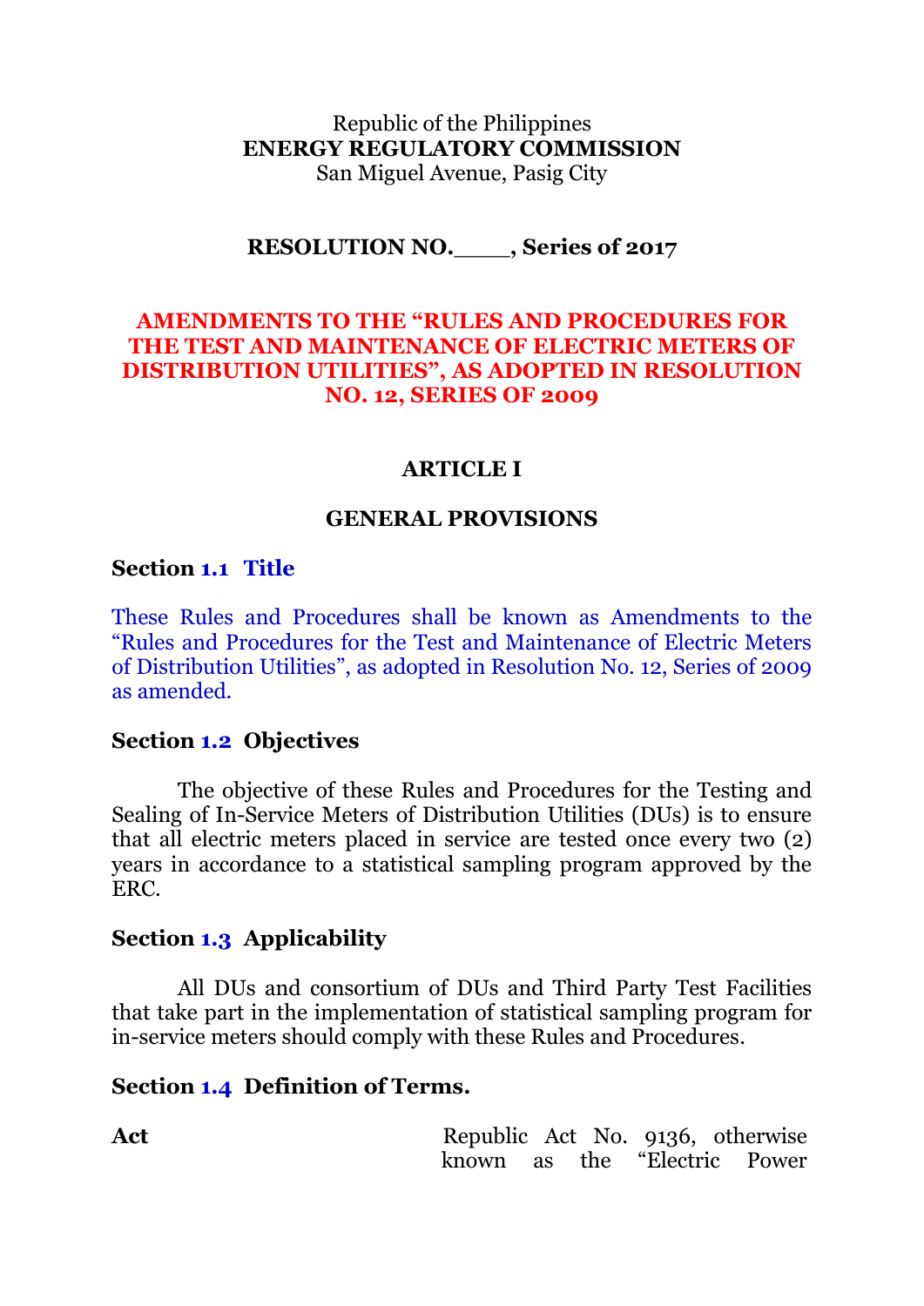Republic of the Philippines
**ENERGY REGULATORY COMMISSION**
San Miguel Avenue, Pasig City

**RESOLUTION NO.\_\_\_\_, Series of 2017**

# AMENDMENTS TO THE "RULES AND PROCEDURES FOR THE TEST AND MAINTENANCE OF ELECTRIC METERS OF DISTRIBUTION UTILITIES", AS ADOPTED IN RESOLUTION NO. 12, SERIES OF 2009

## ARTICLE I

## GENERAL PROVISIONS

### Section 1.1 Title

These Rules and Procedures shall be known as Amendments to the "Rules and Procedures for the Test and Maintenance of Electric Meters of Distribution Utilities", as adopted in Resolution No. 12, Series of 2009 as amended.

### Section 1.2 Objectives

The objective of these Rules and Procedures for the Testing and Sealing of In-Service Meters of Distribution Utilities (DUs) is to ensure that all electric meters placed in service are tested once every two (2) years in accordance to a statistical sampling program approved by the ERC.

### Section 1.3 Applicability

All DUs and consortium of DUs and Third Party Test Facilities that take part in the implementation of statistical sampling program for in-service meters should comply with these Rules and Procedures.

### Section 1.4 Definition of Terms.

**Act** Republic Act No. 9136, otherwise known as the "Electric Power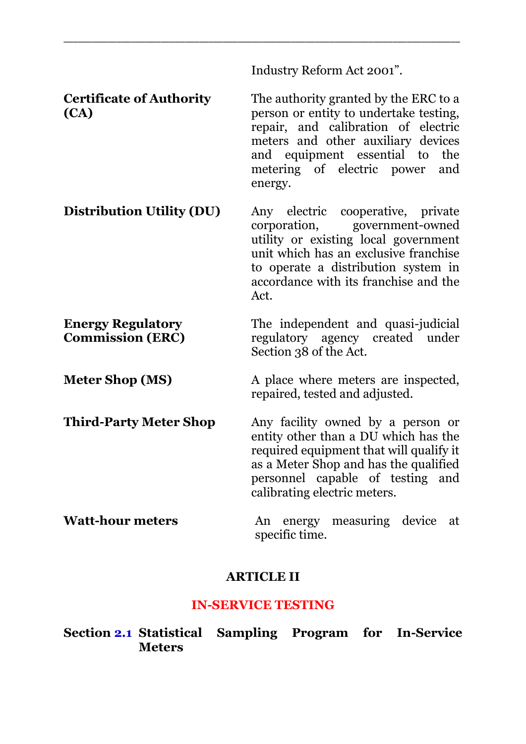| | |
|---|---|
| | Industry Reform Act 2001”. |
| **Certificate of Authority (CA)** | The authority granted by the ERC to a person or entity to undertake testing, repair, and calibration of electric meters and other auxiliary devices and equipment essential to the metering of electric power and energy. |
| **Distribution Utility (DU)** | Any electric cooperative, private corporation, government-owned utility or existing local government unit which has an exclusive franchise to operate a distribution system in accordance with its franchise and the Act. |
| **Energy Regulatory Commission (ERC)** | The independent and quasi-judicial regulatory agency created under Section 38 of the Act. |
| **Meter Shop (MS)** | A place where meters are inspected, repaired, tested and adjusted. |
| **Third-Party Meter Shop** | Any facility owned by a person or entity other than a DU which has the required equipment that will qualify it as a Meter Shop and has the qualified personnel capable of testing and calibrating electric meters. |
| **Watt-hour meters** | An energy measuring device at specific time. |

## ARTICLE II

## IN-SERVICE TESTING

### Section 2.1 Statistical Sampling Program for In-Service Meters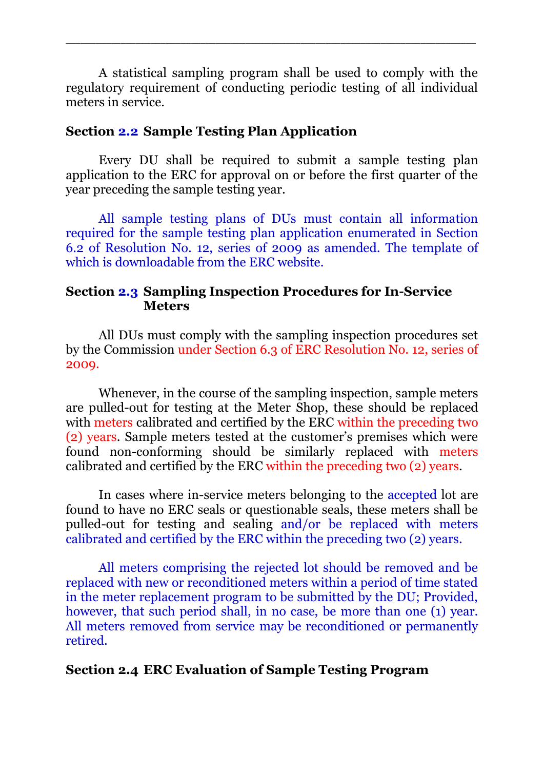A statistical sampling program shall be used to comply with the regulatory requirement of conducting periodic testing of all individual meters in service.

### Section 2.2 Sample Testing Plan Application

Every DU shall be required to submit a sample testing plan application to the ERC for approval on or before the first quarter of the year preceding the sample testing year.

All sample testing plans of DUs must contain all information required for the sample testing plan application enumerated in Section 6.2 of Resolution No. 12, series of 2009 as amended. The template of which is downloadable from the ERC website.

### Section 2.3 Sampling Inspection Procedures for In-Service Meters

All DUs must comply with the sampling inspection procedures set by the Commission under Section 6.3 of ERC Resolution No. 12, series of 2009.

Whenever, in the course of the sampling inspection, sample meters are pulled-out for testing at the Meter Shop, these should be replaced with meters calibrated and certified by the ERC within the preceding two (2) years. Sample meters tested at the customer's premises which were found non-conforming should be similarly replaced with meters calibrated and certified by the ERC within the preceding two (2) years.

In cases where in-service meters belonging to the accepted lot are found to have no ERC seals or questionable seals, these meters shall be pulled-out for testing and sealing and/or be replaced with meters calibrated and certified by the ERC within the preceding two (2) years.

All meters comprising the rejected lot should be removed and be replaced with new or reconditioned meters within a period of time stated in the meter replacement program to be submitted by the DU; Provided, however, that such period shall, in no case, be more than one (1) year. All meters removed from service may be reconditioned or permanently retired.

### Section 2.4 ERC Evaluation of Sample Testing Program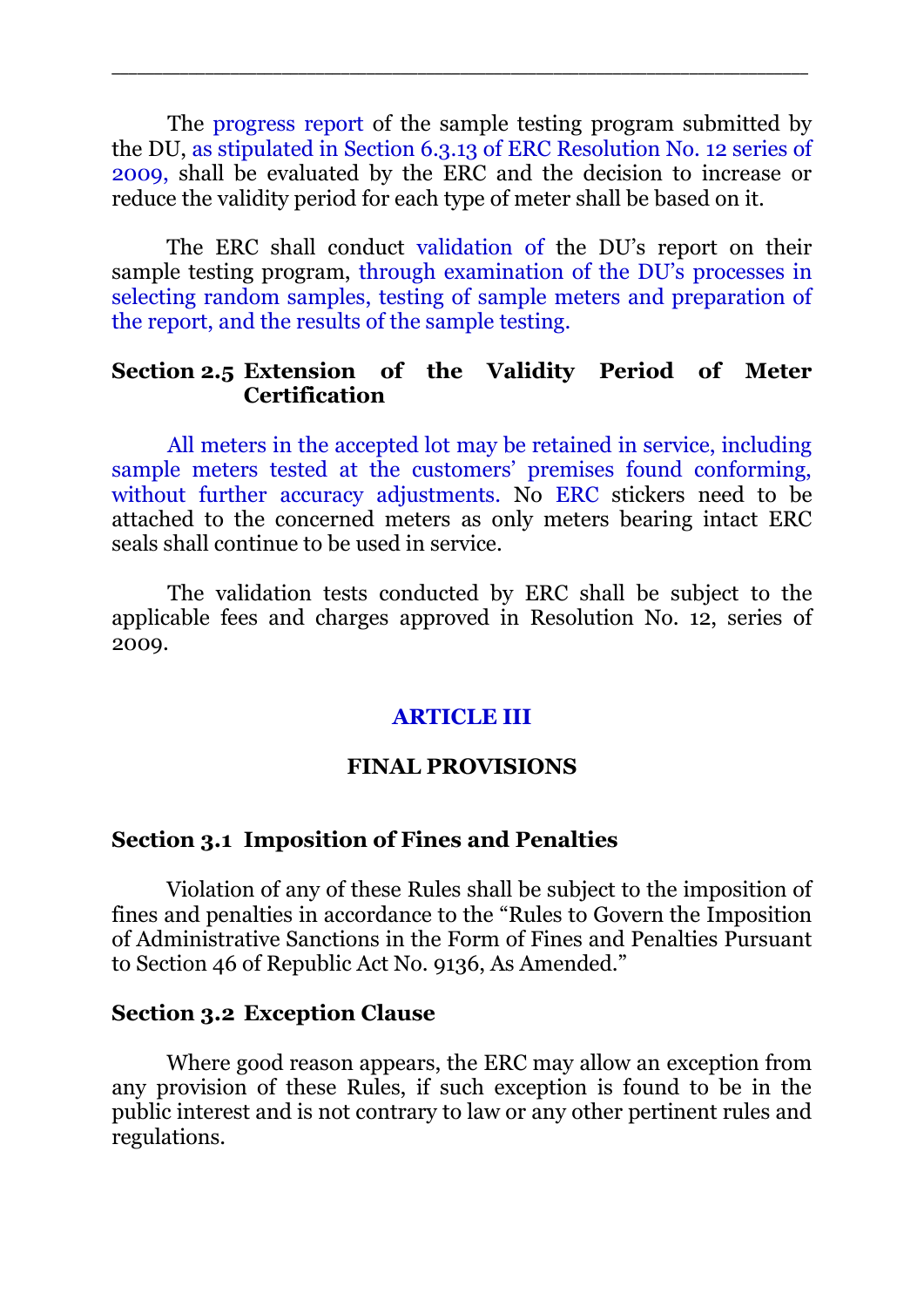The progress report of the sample testing program submitted by the DU, as stipulated in Section 6.3.13 of ERC Resolution No. 12 series of 2009, shall be evaluated by the ERC and the decision to increase or reduce the validity period for each type of meter shall be based on it.

The ERC shall conduct validation of the DU's report on their sample testing program, through examination of the DU's processes in selecting random samples, testing of sample meters and preparation of the report, and the results of the sample testing.

**Section 2.5 Extension of the Validity Period of Meter Certification**

All meters in the accepted lot may be retained in service, including sample meters tested at the customers' premises found conforming, without further accuracy adjustments. No ERC stickers need to be attached to the concerned meters as only meters bearing intact ERC seals shall continue to be used in service.

The validation tests conducted by ERC shall be subject to the applicable fees and charges approved in Resolution No. 12, series of 2009.

## ARTICLE III

## FINAL PROVISIONS

**Section 3.1 Imposition of Fines and Penalties**

Violation of any of these Rules shall be subject to the imposition of fines and penalties in accordance to the "Rules to Govern the Imposition of Administrative Sanctions in the Form of Fines and Penalties Pursuant to Section 46 of Republic Act No. 9136, As Amended."

**Section 3.2 Exception Clause**

Where good reason appears, the ERC may allow an exception from any provision of these Rules, if such exception is found to be in the public interest and is not contrary to law or any other pertinent rules and regulations.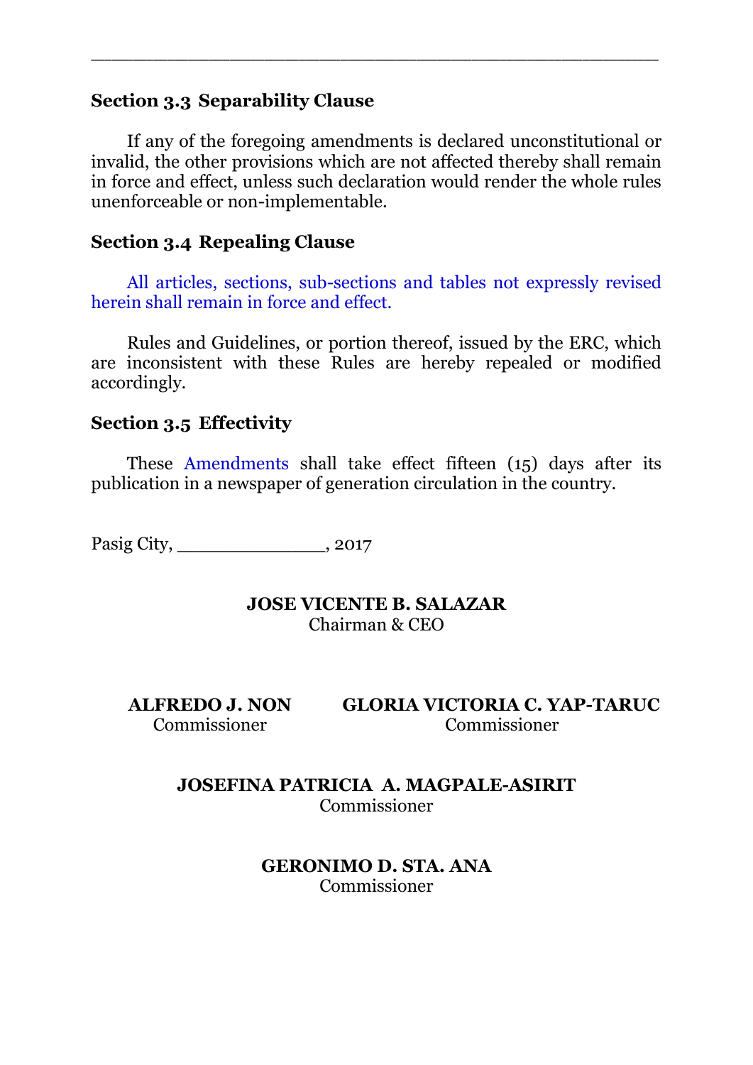---

**Section 3.3 Separability Clause**

If any of the foregoing amendments is declared unconstitutional or invalid, the other provisions which are not affected thereby shall remain in force and effect, unless such declaration would render the whole rules unenforceable or non-implementable.

**Section 3.4 Repealing Clause**

All articles, sections, sub-sections and tables not expressly revised herein shall remain in force and effect.

Rules and Guidelines, or portion thereof, issued by the ERC, which are inconsistent with these Rules are hereby repealed or modified accordingly.

**Section 3.5 Effectivity**

These Amendments shall take effect fifteen (15) days after its publication in a newspaper of generation circulation in the country.

Pasig City, _____________, 2017

**JOSE VICENTE B. SALAZAR**
Chairman & CEO

**ALFREDO J. NON**
Commissioner

**GLORIA VICTORIA C. YAP-TARUC**
Commissioner

**JOSEFINA PATRICIA A. MAGPALE-ASIRIT**
Commissioner

**GERONIMO D. STA. ANA**
Commissioner